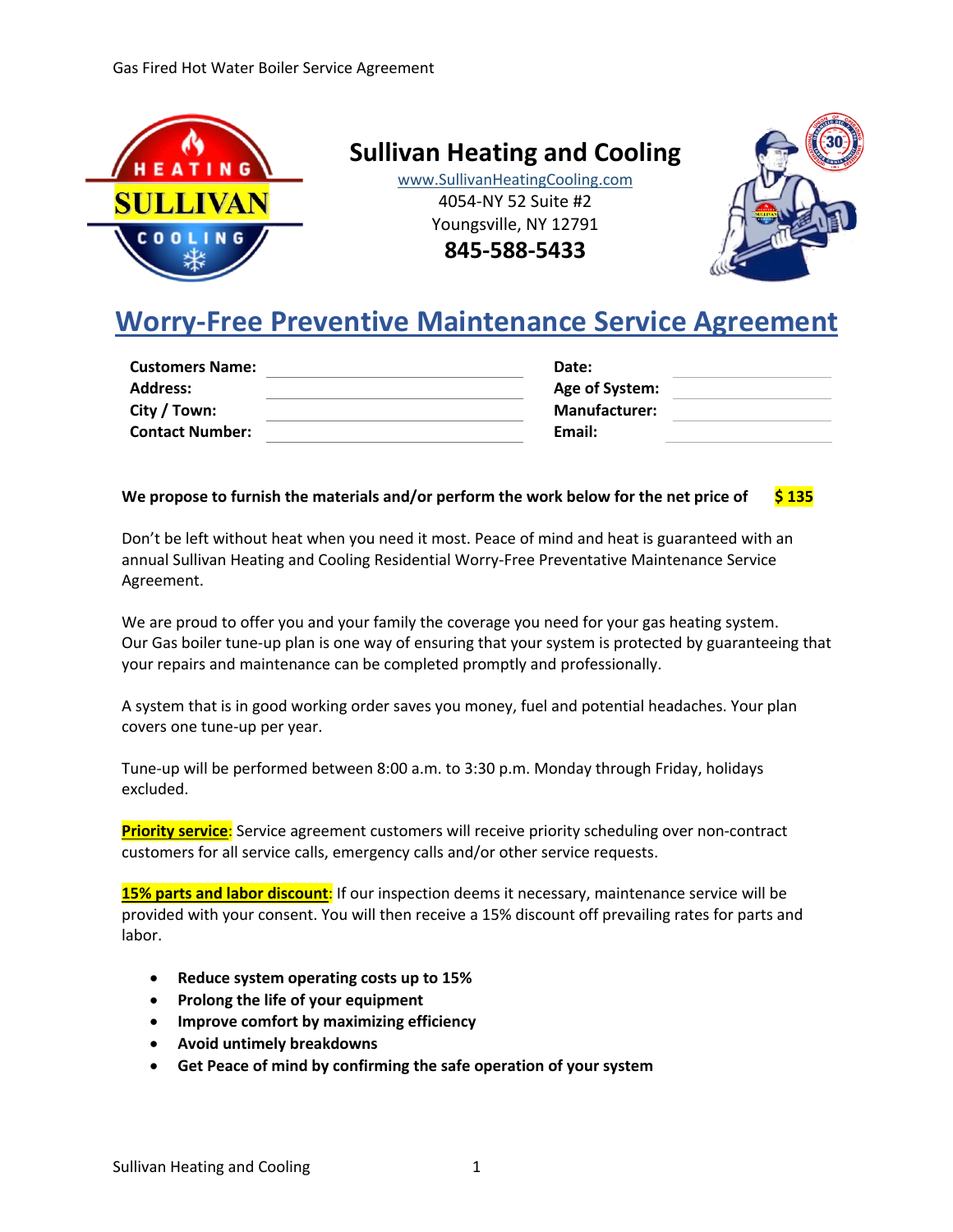# Sullivan Heating and Cooling

www.SullivanHeatingCooling.com
4054-NY 52 Suite #2
Youngsville, NY 12791
**845-588-5433**

## Worry-Free Preventive Maintenance Service Agreement

| | | | |
|---|---|---|---|
| **Customers Name:** | | **Date:** | |
| **Address:** | | **Age of System:** | |
| **City / Town:** | | **Manufacturer:** | |
| **Contact Number:** | | **Email:** | |

**We propose to furnish the materials and/or perform the work below for the net price of $ 135**

Don't be left without heat when you need it most. Peace of mind and heat is guaranteed with an annual Sullivan Heating and Cooling Residential Worry-Free Preventative Maintenance Service Agreement.

We are proud to offer you and your family the coverage you need for your gas heating system. Our Gas boiler tune-up plan is one way of ensuring that your system is protected by guaranteeing that your repairs and maintenance can be completed promptly and professionally.

A system that is in good working order saves you money, fuel and potential headaches. Your plan covers one tune-up per year.

Tune-up will be performed between 8:00 a.m. to 3:30 p.m. Monday through Friday, holidays excluded.

**Priority service**: Service agreement customers will receive priority scheduling over non-contract customers for all service calls, emergency calls and/or other service requests.

**15% parts and labor discount**: If our inspection deems it necessary, maintenance service will be provided with your consent. You will then receive a 15% discount off prevailing rates for parts and labor.

- **Reduce system operating costs up to 15%**
- **Prolong the life of your equipment**
- **Improve comfort by maximizing efficiency**
- **Avoid untimely breakdowns**
- **Get Peace of mind by confirming the safe operation of your system**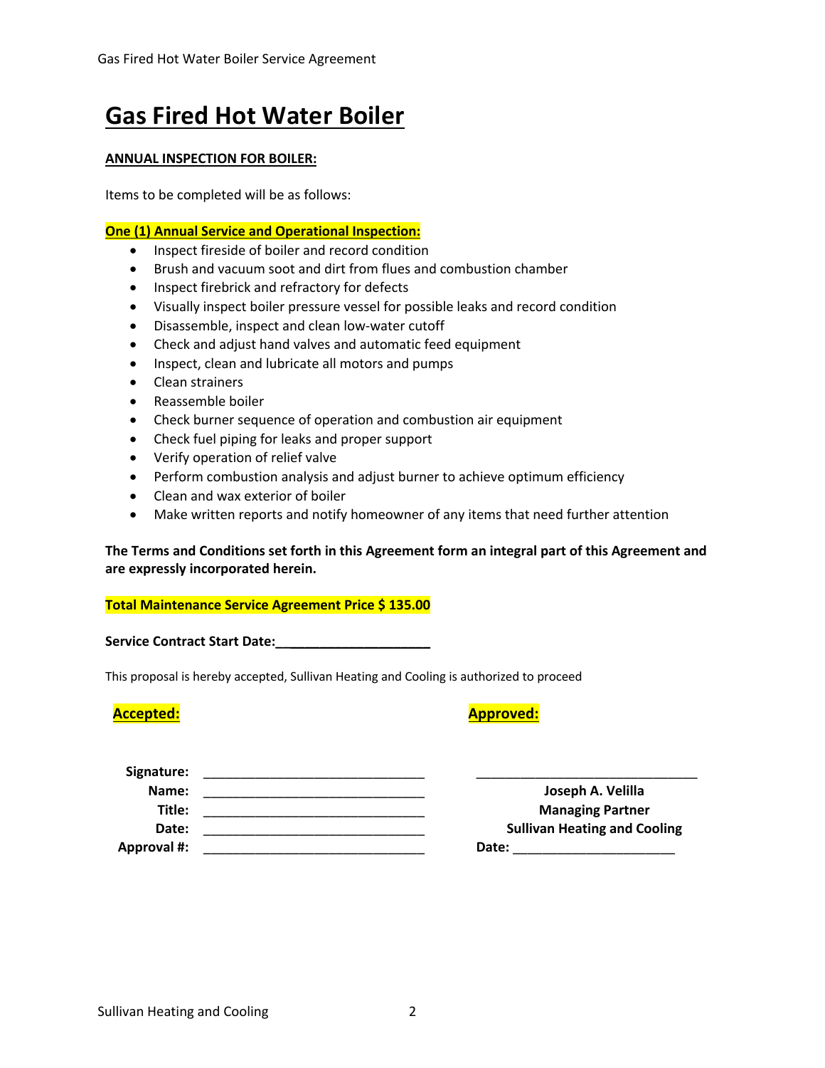# Gas Fired Hot Water Boiler

**ANNUAL INSPECTION FOR BOILER:**

Items to be completed will be as follows:

**One (1) Annual Service and Operational Inspection:**

- Inspect fireside of boiler and record condition
- Brush and vacuum soot and dirt from flues and combustion chamber
- Inspect firebrick and refractory for defects
- Visually inspect boiler pressure vessel for possible leaks and record condition
- Disassemble, inspect and clean low-water cutoff
- Check and adjust hand valves and automatic feed equipment
- Inspect, clean and lubricate all motors and pumps
- Clean strainers
- Reassemble boiler
- Check burner sequence of operation and combustion air equipment
- Check fuel piping for leaks and proper support
- Verify operation of relief valve
- Perform combustion analysis and adjust burner to achieve optimum efficiency
- Clean and wax exterior of boiler
- Make written reports and notify homeowner of any items that need further attention

**The Terms and Conditions set forth in this Agreement form an integral part of this Agreement and are expressly incorporated herein.**

**Total Maintenance Service Agreement Price $ 135.00**

**Service Contract Start Date:____________________**

This proposal is hereby accepted, Sullivan Heating and Cooling is authorized to proceed

**Accepted:**

**Signature:** ______________________________

**Name:** ______________________________

**Title:** ______________________________

**Date:** ______________________________

**Approval #:** ______________________________

**Approved:**

______________________________

**Joseph A. Velilla**

**Managing Partner**

**Sullivan Heating and Cooling**

**Date:** ______________________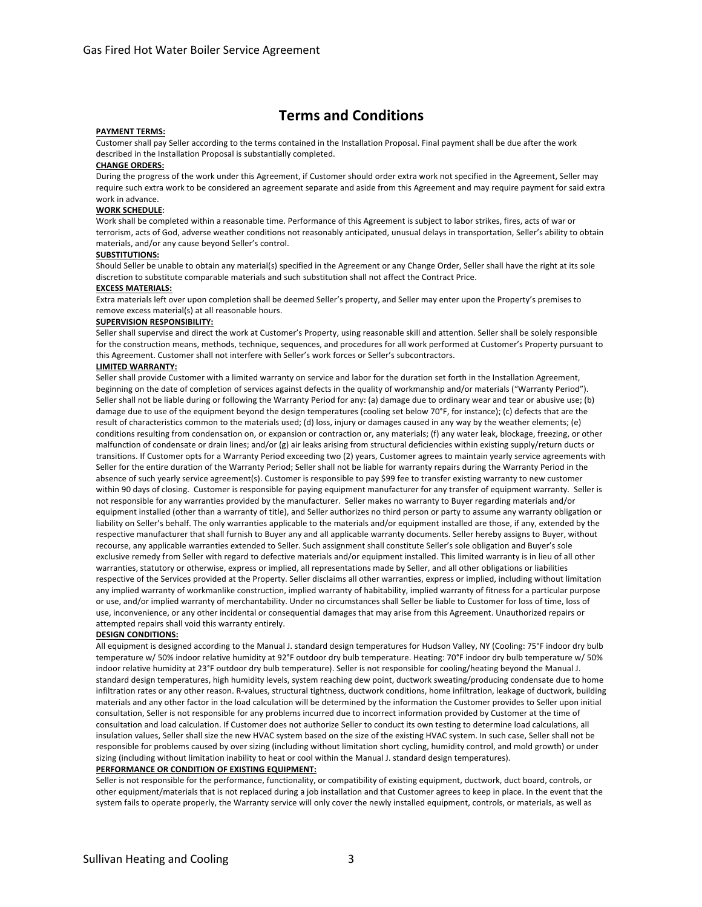# Terms and Conditions

**PAYMENT TERMS:**

Customer shall pay Seller according to the terms contained in the Installation Proposal. Final payment shall be due after the work described in the Installation Proposal is substantially completed.

**CHANGE ORDERS:**

During the progress of the work under this Agreement, if Customer should order extra work not specified in the Agreement, Seller may require such extra work to be considered an agreement separate and aside from this Agreement and may require payment for said extra work in advance.

**WORK SCHEDULE:**

Work shall be completed within a reasonable time. Performance of this Agreement is subject to labor strikes, fires, acts of war or terrorism, acts of God, adverse weather conditions not reasonably anticipated, unusual delays in transportation, Seller's ability to obtain materials, and/or any cause beyond Seller's control.

**SUBSTITUTIONS:**

Should Seller be unable to obtain any material(s) specified in the Agreement or any Change Order, Seller shall have the right at its sole discretion to substitute comparable materials and such substitution shall not affect the Contract Price.

**EXCESS MATERIALS:**

Extra materials left over upon completion shall be deemed Seller's property, and Seller may enter upon the Property's premises to remove excess material(s) at all reasonable hours.

**SUPERVISION RESPONSIBILITY:**

Seller shall supervise and direct the work at Customer's Property, using reasonable skill and attention. Seller shall be solely responsible for the construction means, methods, technique, sequences, and procedures for all work performed at Customer's Property pursuant to this Agreement. Customer shall not interfere with Seller's work forces or Seller's subcontractors.

**LIMITED WARRANTY:**

Seller shall provide Customer with a limited warranty on service and labor for the duration set forth in the Installation Agreement, beginning on the date of completion of services against defects in the quality of workmanship and/or materials ("Warranty Period"). Seller shall not be liable during or following the Warranty Period for any: (a) damage due to ordinary wear and tear or abusive use; (b) damage due to use of the equipment beyond the design temperatures (cooling set below 70°F, for instance); (c) defects that are the result of characteristics common to the materials used; (d) loss, injury or damages caused in any way by the weather elements; (e) conditions resulting from condensation on, or expansion or contraction or, any materials; (f) any water leak, blockage, freezing, or other malfunction of condensate or drain lines; and/or (g) air leaks arising from structural deficiencies within existing supply/return ducts or transitions. If Customer opts for a Warranty Period exceeding two (2) years, Customer agrees to maintain yearly service agreements with Seller for the entire duration of the Warranty Period; Seller shall not be liable for warranty repairs during the Warranty Period in the absence of such yearly service agreement(s). Customer is responsible to pay $99 fee to transfer existing warranty to new customer within 90 days of closing. Customer is responsible for paying equipment manufacturer for any transfer of equipment warranty. Seller is not responsible for any warranties provided by the manufacturer. Seller makes no warranty to Buyer regarding materials and/or equipment installed (other than a warranty of title), and Seller authorizes no third person or party to assume any warranty obligation or liability on Seller's behalf. The only warranties applicable to the materials and/or equipment installed are those, if any, extended by the respective manufacturer that shall furnish to Buyer any and all applicable warranty documents. Seller hereby assigns to Buyer, without recourse, any applicable warranties extended to Seller. Such assignment shall constitute Seller's sole obligation and Buyer's sole exclusive remedy from Seller with regard to defective materials and/or equipment installed. This limited warranty is in lieu of all other warranties, statutory or otherwise, express or implied, all representations made by Seller, and all other obligations or liabilities respective of the Services provided at the Property. Seller disclaims all other warranties, express or implied, including without limitation any implied warranty of workmanlike construction, implied warranty of habitability, implied warranty of fitness for a particular purpose or use, and/or implied warranty of merchantability. Under no circumstances shall Seller be liable to Customer for loss of time, loss of use, inconvenience, or any other incidental or consequential damages that may arise from this Agreement. Unauthorized repairs or attempted repairs shall void this warranty entirely.

**DESIGN CONDITIONS:**

All equipment is designed according to the Manual J. standard design temperatures for Hudson Valley, NY (Cooling: 75°F indoor dry bulb temperature w/ 50% indoor relative humidity at 92°F outdoor dry bulb temperature. Heating: 70°F indoor dry bulb temperature w/ 50% indoor relative humidity at 23°F outdoor dry bulb temperature). Seller is not responsible for cooling/heating beyond the Manual J. standard design temperatures, high humidity levels, system reaching dew point, ductwork sweating/producing condensate due to home infiltration rates or any other reason. R-values, structural tightness, ductwork conditions, home infiltration, leakage of ductwork, building materials and any other factor in the load calculation will be determined by the information the Customer provides to Seller upon initial consultation, Seller is not responsible for any problems incurred due to incorrect information provided by Customer at the time of consultation and load calculation. If Customer does not authorize Seller to conduct its own testing to determine load calculations, all insulation values, Seller shall size the new HVAC system based on the size of the existing HVAC system. In such case, Seller shall not be responsible for problems caused by over sizing (including without limitation short cycling, humidity control, and mold growth) or under sizing (including without limitation inability to heat or cool within the Manual J. standard design temperatures).

**PERFORMANCE OR CONDITION OF EXISTING EQUIPMENT:**

Seller is not responsible for the performance, functionality, or compatibility of existing equipment, ductwork, duct board, controls, or other equipment/materials that is not replaced during a job installation and that Customer agrees to keep in place. In the event that the system fails to operate properly, the Warranty service will only cover the newly installed equipment, controls, or materials, as well as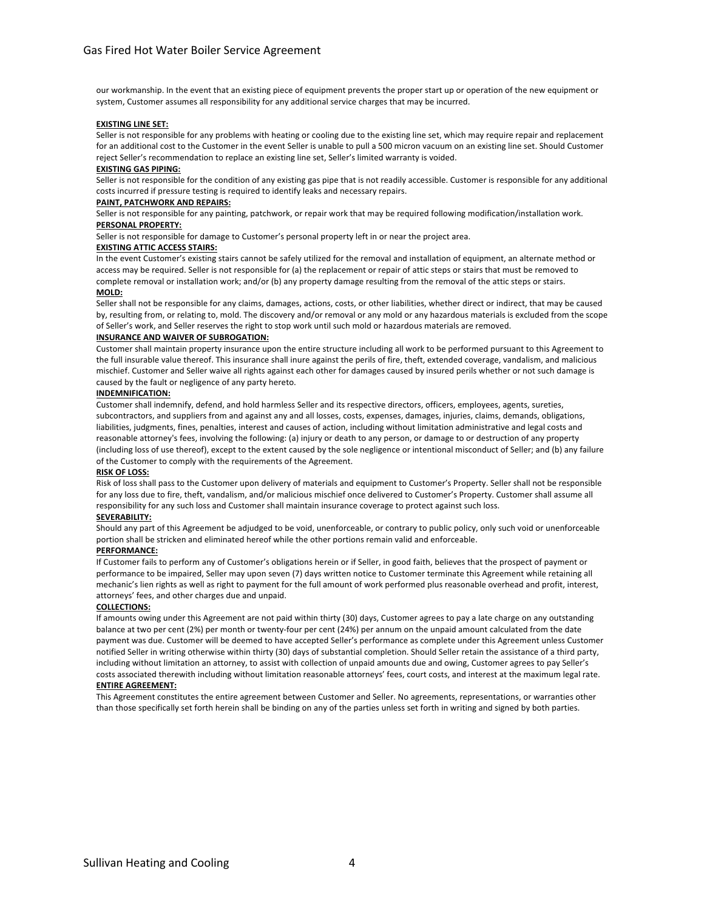our workmanship. In the event that an existing piece of equipment prevents the proper start up or operation of the new equipment or system, Customer assumes all responsibility for any additional service charges that may be incurred.

**EXISTING LINE SET:**

Seller is not responsible for any problems with heating or cooling due to the existing line set, which may require repair and replacement for an additional cost to the Customer in the event Seller is unable to pull a 500 micron vacuum on an existing line set. Should Customer reject Seller's recommendation to replace an existing line set, Seller's limited warranty is voided.

**EXISTING GAS PIPING:**

Seller is not responsible for the condition of any existing gas pipe that is not readily accessible. Customer is responsible for any additional costs incurred if pressure testing is required to identify leaks and necessary repairs.

**PAINT, PATCHWORK AND REPAIRS:**

Seller is not responsible for any painting, patchwork, or repair work that may be required following modification/installation work.

**PERSONAL PROPERTY:**

Seller is not responsible for damage to Customer's personal property left in or near the project area.

**EXISTING ATTIC ACCESS STAIRS:**

In the event Customer's existing stairs cannot be safely utilized for the removal and installation of equipment, an alternate method or access may be required. Seller is not responsible for (a) the replacement or repair of attic steps or stairs that must be removed to complete removal or installation work; and/or (b) any property damage resulting from the removal of the attic steps or stairs.

**MOLD:**

Seller shall not be responsible for any claims, damages, actions, costs, or other liabilities, whether direct or indirect, that may be caused by, resulting from, or relating to, mold. The discovery and/or removal or any mold or any hazardous materials is excluded from the scope of Seller's work, and Seller reserves the right to stop work until such mold or hazardous materials are removed.

**INSURANCE AND WAIVER OF SUBROGATION:**

Customer shall maintain property insurance upon the entire structure including all work to be performed pursuant to this Agreement to the full insurable value thereof. This insurance shall inure against the perils of fire, theft, extended coverage, vandalism, and malicious mischief. Customer and Seller waive all rights against each other for damages caused by insured perils whether or not such damage is caused by the fault or negligence of any party hereto.

**INDEMNIFICATION:**

Customer shall indemnify, defend, and hold harmless Seller and its respective directors, officers, employees, agents, sureties, subcontractors, and suppliers from and against any and all losses, costs, expenses, damages, injuries, claims, demands, obligations, liabilities, judgments, fines, penalties, interest and causes of action, including without limitation administrative and legal costs and reasonable attorney's fees, involving the following: (a) injury or death to any person, or damage to or destruction of any property (including loss of use thereof), except to the extent caused by the sole negligence or intentional misconduct of Seller; and (b) any failure of the Customer to comply with the requirements of the Agreement.

**RISK OF LOSS:**

Risk of loss shall pass to the Customer upon delivery of materials and equipment to Customer's Property. Seller shall not be responsible for any loss due to fire, theft, vandalism, and/or malicious mischief once delivered to Customer's Property. Customer shall assume all responsibility for any such loss and Customer shall maintain insurance coverage to protect against such loss.

**SEVERABILITY:**

Should any part of this Agreement be adjudged to be void, unenforceable, or contrary to public policy, only such void or unenforceable portion shall be stricken and eliminated hereof while the other portions remain valid and enforceable.

**PERFORMANCE:**

If Customer fails to perform any of Customer's obligations herein or if Seller, in good faith, believes that the prospect of payment or performance to be impaired, Seller may upon seven (7) days written notice to Customer terminate this Agreement while retaining all mechanic's lien rights as well as right to payment for the full amount of work performed plus reasonable overhead and profit, interest, attorneys' fees, and other charges due and unpaid.

**COLLECTIONS:**

If amounts owing under this Agreement are not paid within thirty (30) days, Customer agrees to pay a late charge on any outstanding balance at two per cent (2%) per month or twenty-four per cent (24%) per annum on the unpaid amount calculated from the date payment was due. Customer will be deemed to have accepted Seller's performance as complete under this Agreement unless Customer notified Seller in writing otherwise within thirty (30) days of substantial completion. Should Seller retain the assistance of a third party, including without limitation an attorney, to assist with collection of unpaid amounts due and owing, Customer agrees to pay Seller's costs associated therewith including without limitation reasonable attorneys' fees, court costs, and interest at the maximum legal rate.

**ENTIRE AGREEMENT:**

This Agreement constitutes the entire agreement between Customer and Seller. No agreements, representations, or warranties other than those specifically set forth herein shall be binding on any of the parties unless set forth in writing and signed by both parties.